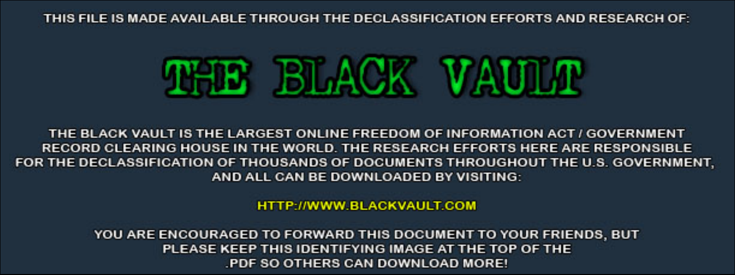THIS FILE IS MADE AVAILABLE THROUGH THE DECLASSIFICATION EFFORTS AND RESEARCH OF:

# THE BLACK VAULT

THE BLACK VAULT IS THE LARGEST ONLINE FREEDOM OF INFORMATION ACT / GOVERNMENT RECORD CLEARING HOUSE IN THE WORLD. THE RESEARCH EFFORTS HERE ARE RESPONSIBLE FOR THE DECLASSIFICATION OF THOUSANDS OF DOCUMENTS THROUGHOUT THE U.S. GOVERNMENT, AND ALL CAN BE DOWNLOADED BY VISITING:

HTTP://WWW.BLACKVAULT.COM

YOU ARE ENCOURAGED TO FORWARD THIS DOCUMENT TO YOUR FRIENDS, BUT PLEASE KEEP THIS IDENTIFYING IMAGE AT THE TOP OF THE .PDF SO OTHERS CAN DOWNLOAD MORE!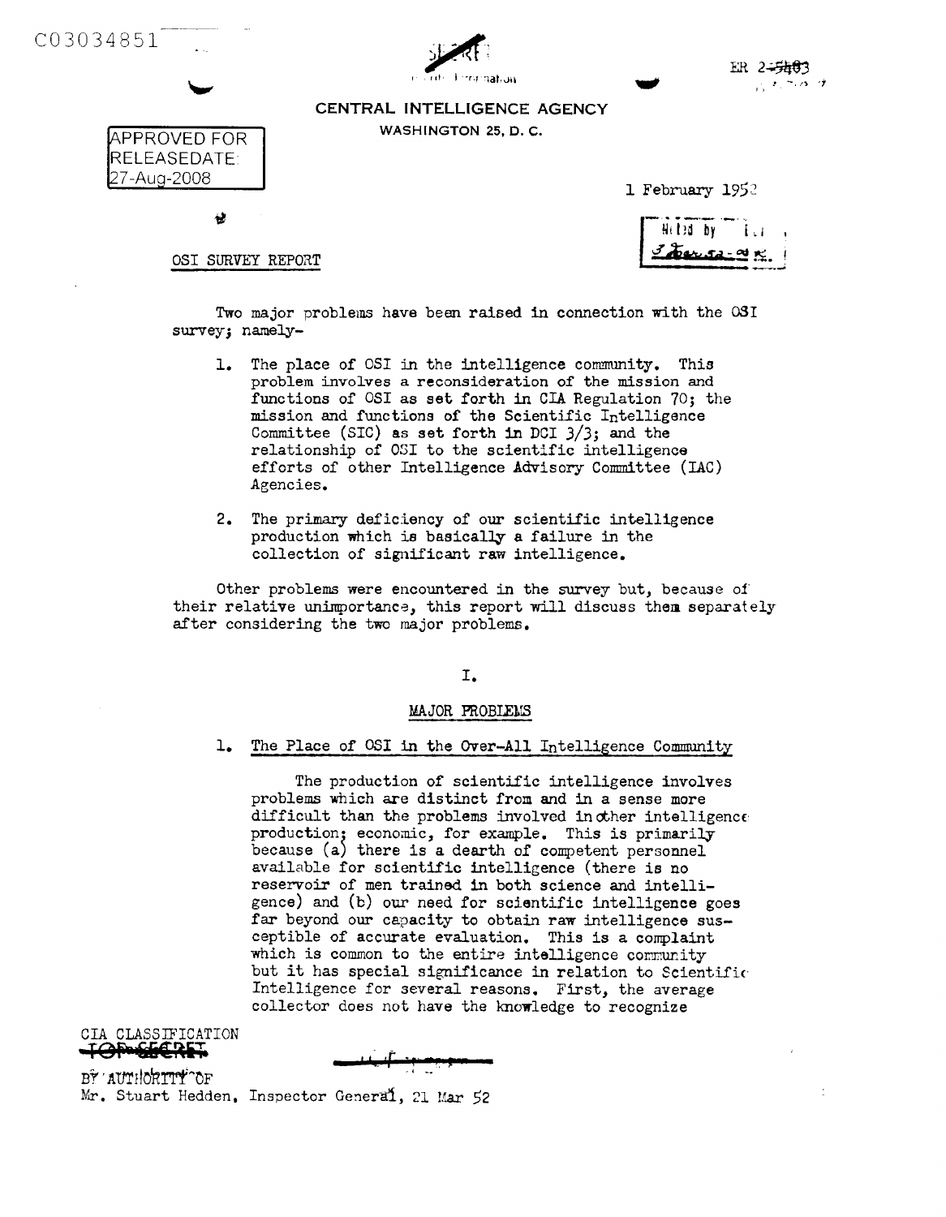C03034851

SECRET

ER 2-5483

CENTRAL INTELLIGENCE AGENCY

WASHINGTON 25, D. C.

APPROVED FOR RELEASEDATE: 27-Aug-2008

1 February 1952

OSI SURVEY REPORT

Two major problems have been raised in connection with the OSI survey; namely-

1. The place of OSI in the intelligence community. This problem involves a reconsideration of the mission and functions of OSI as set forth in CIA Regulation 70; the mission and functions of the Scientific Intelligence Committee (SIC) as set forth in DCI 3/3; and the relationship of OSI to the scientific intelligence efforts of other Intelligence Advisory Committee (IAC) Agencies.

2. The primary deficiency of our scientific intelligence production which is basically a failure in the collection of significant raw intelligence.

Other problems were encountered in the survey but, because of their relative unimportance, this report will discuss them separately after considering the two major problems.

I.

## MAJOR PROBLEMS

### 1. The Place of OSI in the Over-All Intelligence Community

The production of scientific intelligence involves problems which are distinct from and in a sense more difficult than the problems involved in other intelligence production; economic, for example. This is primarily because (a) there is a dearth of competent personnel available for scientific intelligence (there is no reservoir of men trained in both science and intelligence) and (b) our need for scientific intelligence goes far beyond our capacity to obtain raw intelligence susceptible of accurate evaluation. This is a complaint which is common to the entire intelligence community but it has special significance in relation to Scientific Intelligence for several reasons. First, the average collector does not have the knowledge to recognize

CIA CLASSIFICATION TOP SECRET

BY AUTHORITY OF
Mr. Stuart Hedden, Inspector General, 21 Mar 52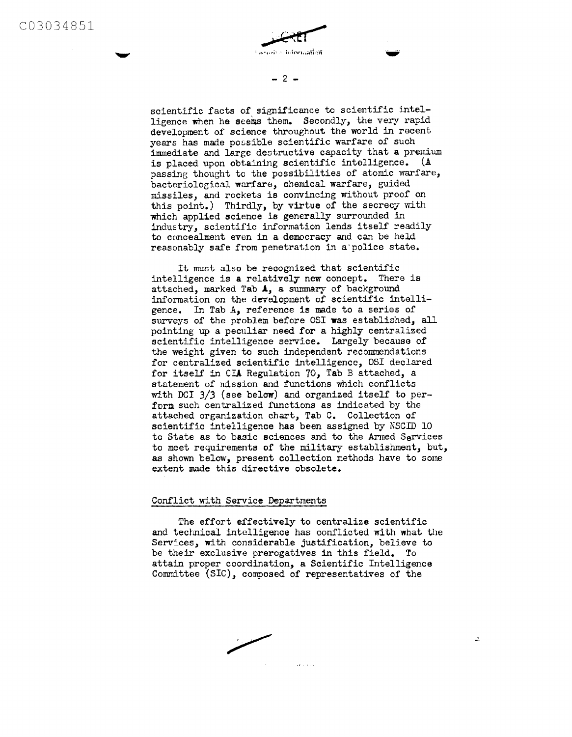scientific facts of significance to scientific intelligence when he seems them. Secondly, the very rapid development of science throughout the world in recent years has made possible scientific warfare of such immediate and large destructive capacity that a premium is placed upon obtaining scientific intelligence. (A passing thought to the possibilities of atomic warfare, bacteriological warfare, chemical warfare, guided missiles, and rockets is convincing without proof on this point.) Thirdly, by virtue of the secrecy with which applied science is generally surrounded in industry, scientific information lends itself readily to concealment even in a democracy and can be held reasonably safe from penetration in a police state.

It must also be recognized that scientific intelligence is a relatively new concept. There is attached, marked Tab A, a summary of background information on the development of scientific intelligence. In Tab A, reference is made to a series of surveys of the problem before OSI was established, all pointing up a peculiar need for a highly centralized scientific intelligence service. Largely because of the weight given to such independent recommendations for centralized scientific intelligence, OSI declared for itself in CIA Regulation 70, Tab B attached, a statement of mission and functions which conflicts with DCI 3/3 (see below) and organized itself to perform such centralized functions as indicated by the attached organization chart, Tab C. Collection of scientific intelligence has been assigned by NSCID 10 to State as to basic sciences and to the Armed Services to meet requirements of the military establishment, but, as shown below, present collection methods have to some extent made this directive obsolete.

## Conflict with Service Departments

The effort effectively to centralize scientific and technical intelligence has conflicted with what the Services, with considerable justification, believe to be their exclusive prerogatives in this field. To attain proper coordination, a Scientific Intelligence Committee (SIC), composed of representatives of the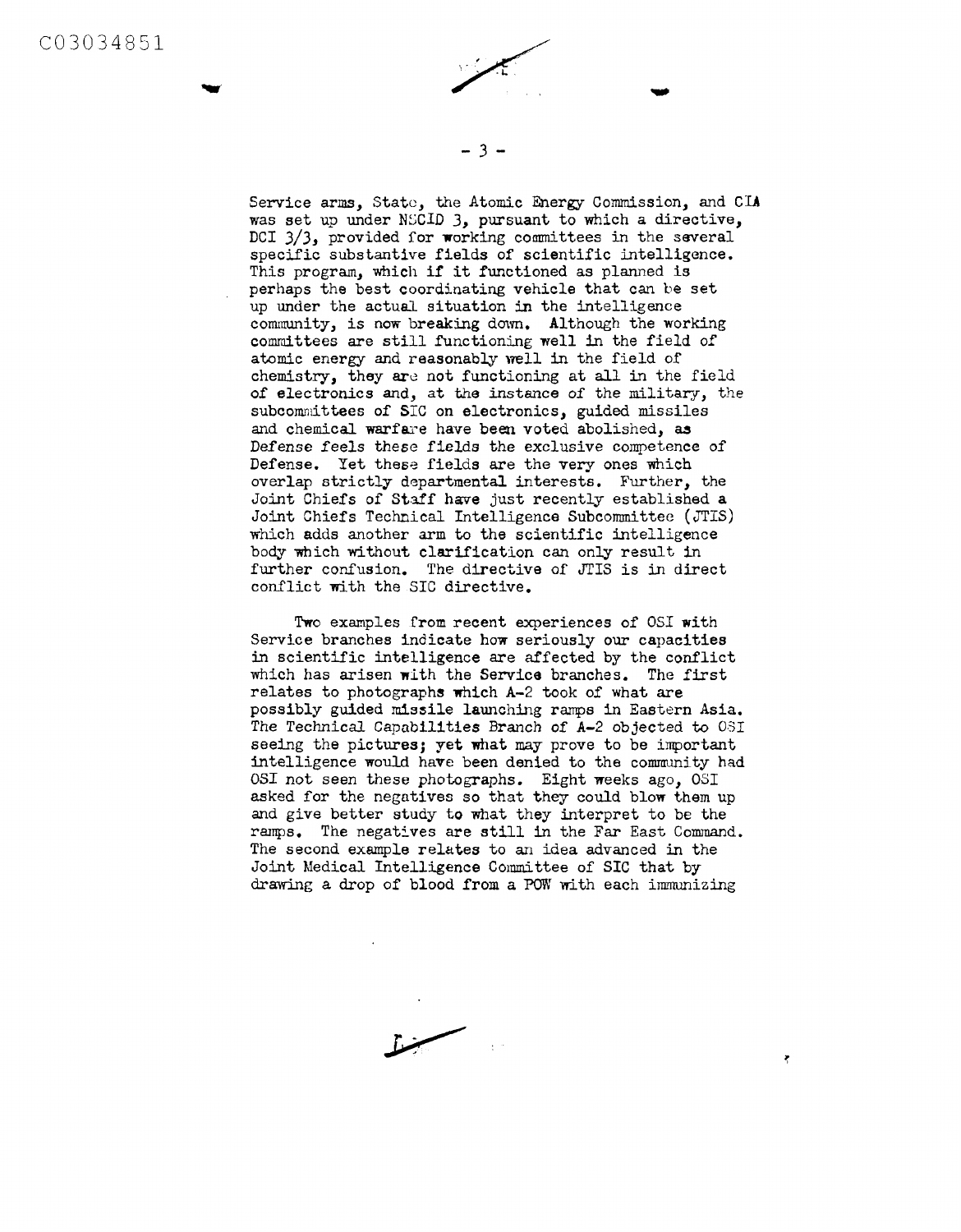Service arms, State, the Atomic Energy Commission, and CIA was set up under NSCID 3, pursuant to which a directive, DCI 3/3, provided for working committees in the several specific substantive fields of scientific intelligence. This program, which if it functioned as planned is perhaps the best coordinating vehicle that can be set up under the actual situation in the intelligence community, is now breaking down. Although the working committees are still functioning well in the field of atomic energy and reasonably well in the field of chemistry, they are not functioning at all in the field of electronics and, at the instance of the military, the subcommittees of SIC on electronics, guided missiles and chemical warfare have been voted abolished, as Defense feels these fields the exclusive competence of Defense. Yet these fields are the very ones which overlap strictly departmental interests. Further, the Joint Chiefs of Staff have just recently established a Joint Chiefs Technical Intelligence Subcommittee (JTIS) which adds another arm to the scientific intelligence body which without clarification can only result in further confusion. The directive of JTIS is in direct conflict with the SIC directive.

Two examples from recent experiences of OSI with Service branches indicate how seriously our capacities in scientific intelligence are affected by the conflict which has arisen with the Service branches. The first relates to photographs which A-2 took of what are possibly guided missile launching ramps in Eastern Asia. The Technical Capabilities Branch of A-2 objected to OSI seeing the pictures; yet what may prove to be important intelligence would have been denied to the community had OSI not seen these photographs. Eight weeks ago, OSI asked for the negatives so that they could blow them up and give better study to what they interpret to be the ramps. The negatives are still in the Far East Command. The second example relates to an idea advanced in the Joint Medical Intelligence Committee of SIC that by drawing a drop of blood from a POW with each immunizing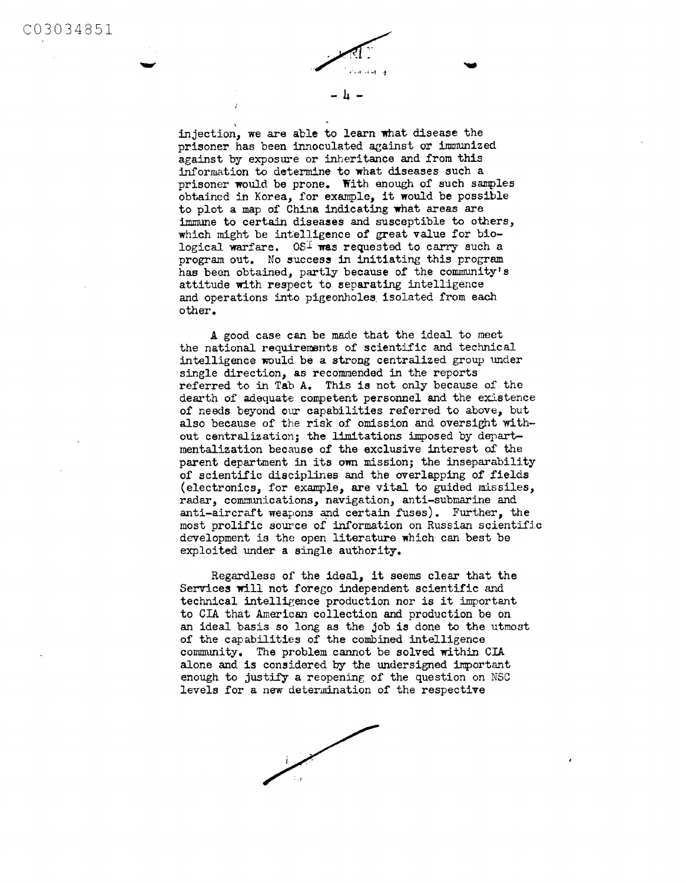injection, we are able to learn what disease the prisoner has been innoculated against or immunized against by exposure or inheritance and from this information to determine to what diseases such a prisoner would be prone. With enough of such samples obtained in Korea, for example, it would be possible to plot a map of China indicating what areas are immune to certain diseases and susceptible to others, which might be intelligence of great value for biological warfare. OSI was requested to carry such a program out. No success in initiating this program has been obtained, partly because of the community's attitude with respect to separating intelligence and operations into pigeonholes isolated from each other.

A good case can be made that the ideal to meet the national requirements of scientific and technical intelligence would be a strong centralized group under single direction, as recommended in the reports referred to in Tab A. This is not only because of the dearth of adequate competent personnel and the existence of needs beyond our capabilities referred to above, but also because of the risk of omission and oversight without centralization; the limitations imposed by departmentalization because of the exclusive interest of the parent department in its own mission; the inseparability of scientific disciplines and the overlapping of fields (electronics, for example, are vital to guided missiles, radar, communications, navigation, anti-submarine and anti-aircraft weapons and certain fuses). Further, the most prolific source of information on Russian scientific development is the open literature which can best be exploited under a single authority.

Regardless of the ideal, it seems clear that the Services will not forego independent scientific and technical intelligence production nor is it important to CIA that American collection and production be on an ideal basis so long as the job is done to the utmost of the capabilities of the combined intelligence community. The problem cannot be solved within CIA alone and is considered by the undersigned important enough to justify a reopening of the question on NSC levels for a new determination of the respective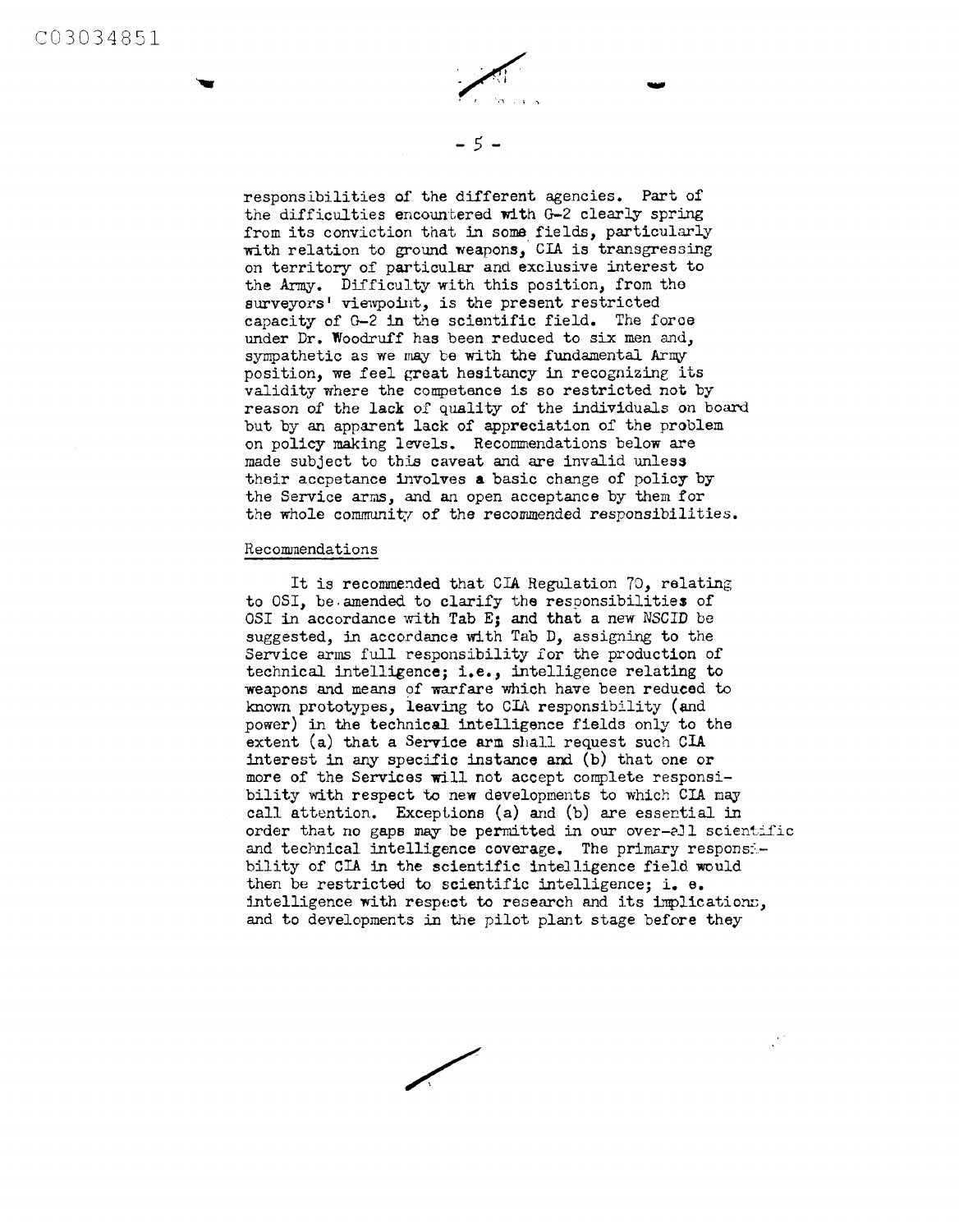responsibilities of the different agencies. Part of the difficulties encountered with G-2 clearly spring from its conviction that in some fields, particularly with relation to ground weapons, CIA is transgressing on territory of particular and exclusive interest to the Army. Difficulty with this position, from the surveyors' viewpoint, is the present restricted capacity of G-2 in the scientific field. The force under Dr. Woodruff has been reduced to six men and, sympathetic as we may be with the fundamental Army position, we feel great hesitancy in recognizing its validity where the competence is so restricted not by reason of the lack of quality of the individuals on board but by an apparent lack of appreciation of the problem on policy making levels. Recommendations below are made subject to this caveat and are invalid unless their accpetance involves a basic change of policy by the Service arms, and an open acceptance by them for the whole community of the recommended responsibilities.

Recommendations

It is recommended that CIA Regulation 70, relating to OSI, be amended to clarify the responsibilities of OSI in accordance with Tab E; and that a new NSCID be suggested, in accordance with Tab D, assigning to the Service arms full responsibility for the production of technical intelligence; i.e., intelligence relating to weapons and means of warfare which have been reduced to known prototypes, leaving to CIA responsibility (and power) in the technical intelligence fields only to the extent (a) that a Service arm shall request such CIA interest in any specific instance and (b) that one or more of the Services will not accept complete responsibility with respect to new developments to which CIA may call attention. Exceptions (a) and (b) are essential in order that no gaps may be permitted in our over-all scientific and technical intelligence coverage. The primary responsibility of CIA in the scientific intelligence field would then be restricted to scientific intelligence; i. e. intelligence with respect to research and its implications, and to developments in the pilot plant stage before they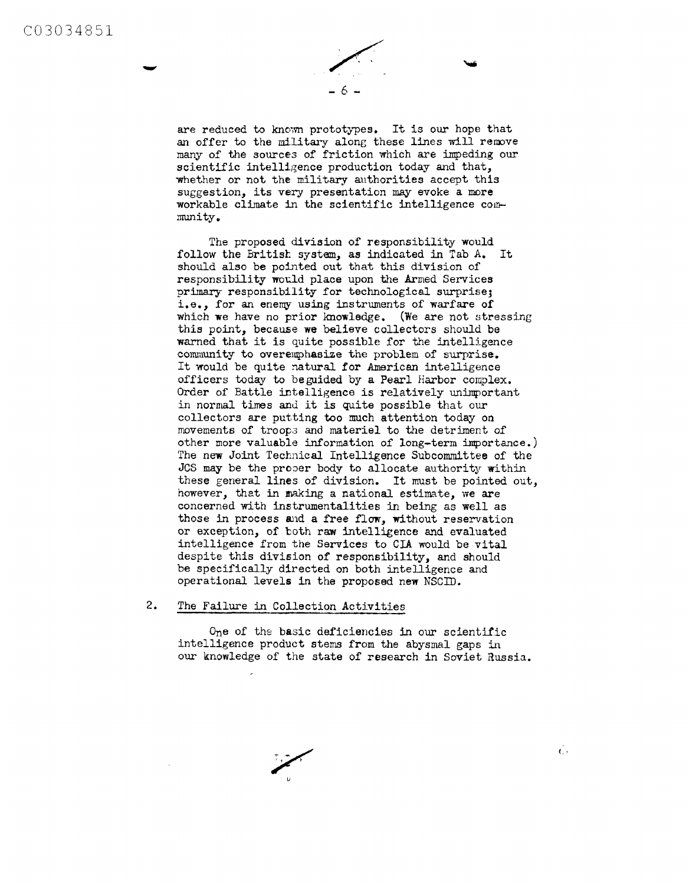are reduced to known prototypes. It is our hope that an offer to the military along these lines will remove many of the sources of friction which are impeding our scientific intelligence production today and that, whether or not the military authorities accept this suggestion, its very presentation may evoke a more workable climate in the scientific intelligence community.

The proposed division of responsibility would follow the British system, as indicated in Tab A. It should also be pointed out that this division of responsibility would place upon the Armed Services primary responsibility for technological surprise; i.e., for an enemy using instruments of warfare of which we have no prior knowledge. (We are not stressing this point, because we believe collectors should be warned that it is quite possible for the intelligence community to overemphasize the problem of surprise. It would be quite natural for American intelligence officers today to be guided by a Pearl Harbor complex. Order of Battle intelligence is relatively unimportant in normal times and it is quite possible that our collectors are putting too much attention today on movements of troops and materiel to the detriment of other more valuable information of long-term importance.) The new Joint Technical Intelligence Subcommittee of the JCS may be the proper body to allocate authority within these general lines of division. It must be pointed out, however, that in making a national estimate, we are concerned with instrumentalities in being as well as those in process and a free flow, without reservation or exception, of both raw intelligence and evaluated intelligence from the Services to CIA would be vital despite this division of responsibility, and should be specifically directed on both intelligence and operational levels in the proposed new NSCID.

2. The Failure in Collection Activities

One of the basic deficiencies in our scientific intelligence product stems from the abysmal gaps in our knowledge of the state of research in Soviet Russia.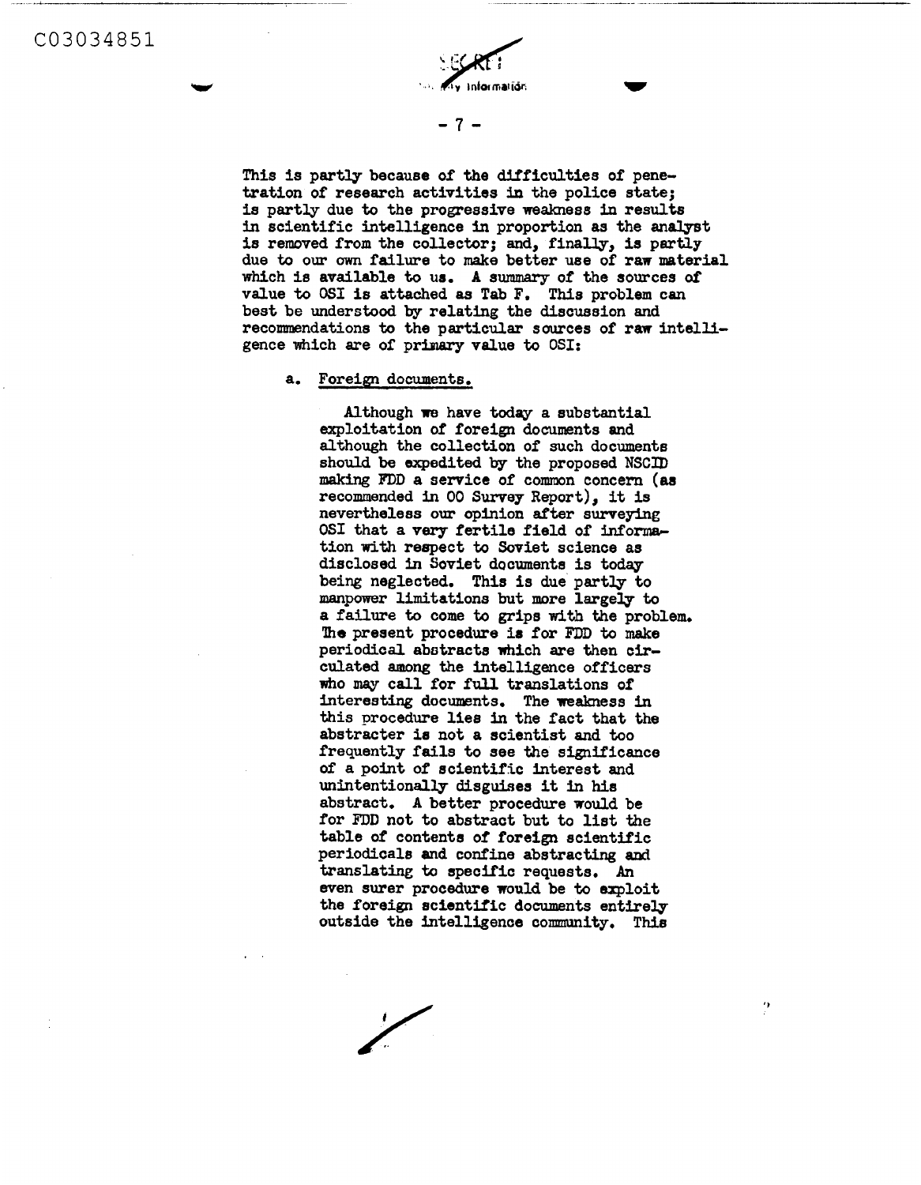This is partly because of the difficulties of penetration of research activities in the police state; is partly due to the progressive weakness in results in scientific intelligence in proportion as the analyst is removed from the collector; and, finally, is partly due to our own failure to make better use of raw material which is available to us. A summary of the sources of value to OSI is attached as Tab F. This problem can best be understood by relating the discussion and recommendations to the particular sources of raw intelligence which are of primary value to OSI:

a. Foreign documents.

Although we have today a substantial exploitation of foreign documents and although the collection of such documents should be expedited by the proposed NSCID making FDD a service of common concern (as recommended in OO Survey Report), it is nevertheless our opinion after surveying OSI that a very fertile field of information with respect to Soviet science as disclosed in Soviet documents is today being neglected. This is due partly to manpower limitations but more largely to a failure to come to grips with the problem. The present procedure is for FDD to make periodical abstracts which are then circulated among the intelligence officers who may call for full translations of interesting documents. The weakness in this procedure lies in the fact that the abstracter is not a scientist and too frequently fails to see the significance of a point of scientific interest and unintentionally disguises it in his abstract. A better procedure would be for FDD not to abstract but to list the table of contents of foreign scientific periodicals and confine abstracting and translating to specific requests. An even surer procedure would be to exploit the foreign scientific documents entirely outside the intelligence community. This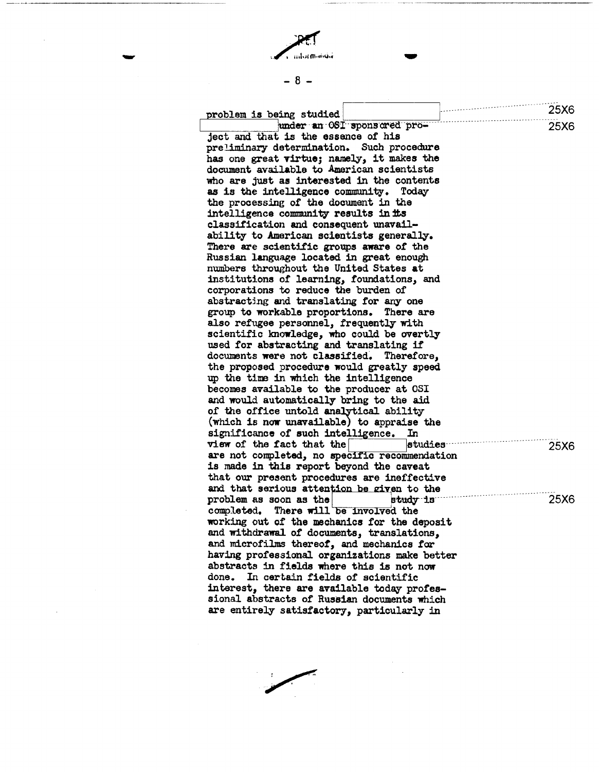problem is being studied [25X6] under an OSI sponsored project and that is the essence of his preliminary determination. Such procedure has one great virtue; namely, it makes the document available to American scientists who are just as interested in the contents as is the intelligence community. Today the processing of the document in the intelligence community results in its classification and consequent unavailability to American scientists generally. There are scientific groups aware of the Russian language located in great enough numbers throughout the United States at institutions of learning, foundations, and corporations to reduce the burden of abstracting and translating for any one group to workable proportions. There are also refugee personnel, frequently with scientific knowledge, who could be overtly used for abstracting and translating if documents were not classified. Therefore, the proposed procedure would greatly speed up the time in which the intelligence becomes available to the producer at OSI and would automatically bring to the aid of the office untold analytical ability (which is now unavailable) to appraise the significance of such intelligence. In view of the fact that the [25X6] studies are not completed, no specific recommendation is made in this report beyond the caveat that our present procedures are ineffective and that serious attention be given to the problem as soon as the [25X6] study is completed. There will be involved the working out of the mechanics for the deposit and withdrawal of documents, translations, and microfilms thereof, and mechanics for having professional organizations make better abstracts in fields where this is not now done. In certain fields of scientific interest, there are available today professional abstracts of Russian documents which are entirely satisfactory, particularly in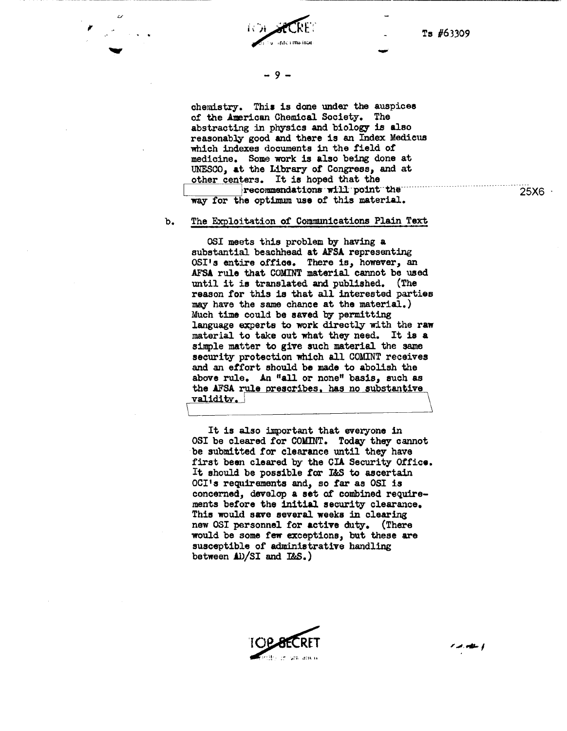chemistry. This is done under the auspices of the American Chemical Society. The abstracting in physics and biology is also reasonably good and there is an Index Medicus which indexes documents in the field of medicine. Some work is also being done at UNESCO, at the Library of Congress, and at other centers. It is hoped that the [ ] recommendations will point the way for the optimum use of this material.

25X6

b. The Exploitation of Communications Plain Text

OSI meets this problem by having a substantial beachhead at AFSA representing OSI's entire office. There is, however, an AFSA rule that COMINT material cannot be used until it is translated and published. (The reason for this is that all interested parties may have the same chance at the material.) Much time could be saved by permitting language experts to work directly with the raw material to take out what they need. It is a simple matter to give such material the same security protection which all COMINT receives and an effort should be made to abolish the above rule. An "all or none" basis, such as the AFSA rule prescribes, has no substantive validity.

It is also important that everyone in OSI be cleared for COMINT. Today they cannot be submitted for clearance until they have first been cleared by the CIA Security Office. It should be possible for I&S to ascertain OCI's requirements and, so far as OSI is concerned, develop a set of combined requirements before the initial security clearance. This would save several weeks in clearing new OSI personnel for active duty. (There would be some few exceptions, but these are susceptible of administrative handling between AD/SI and I&S.)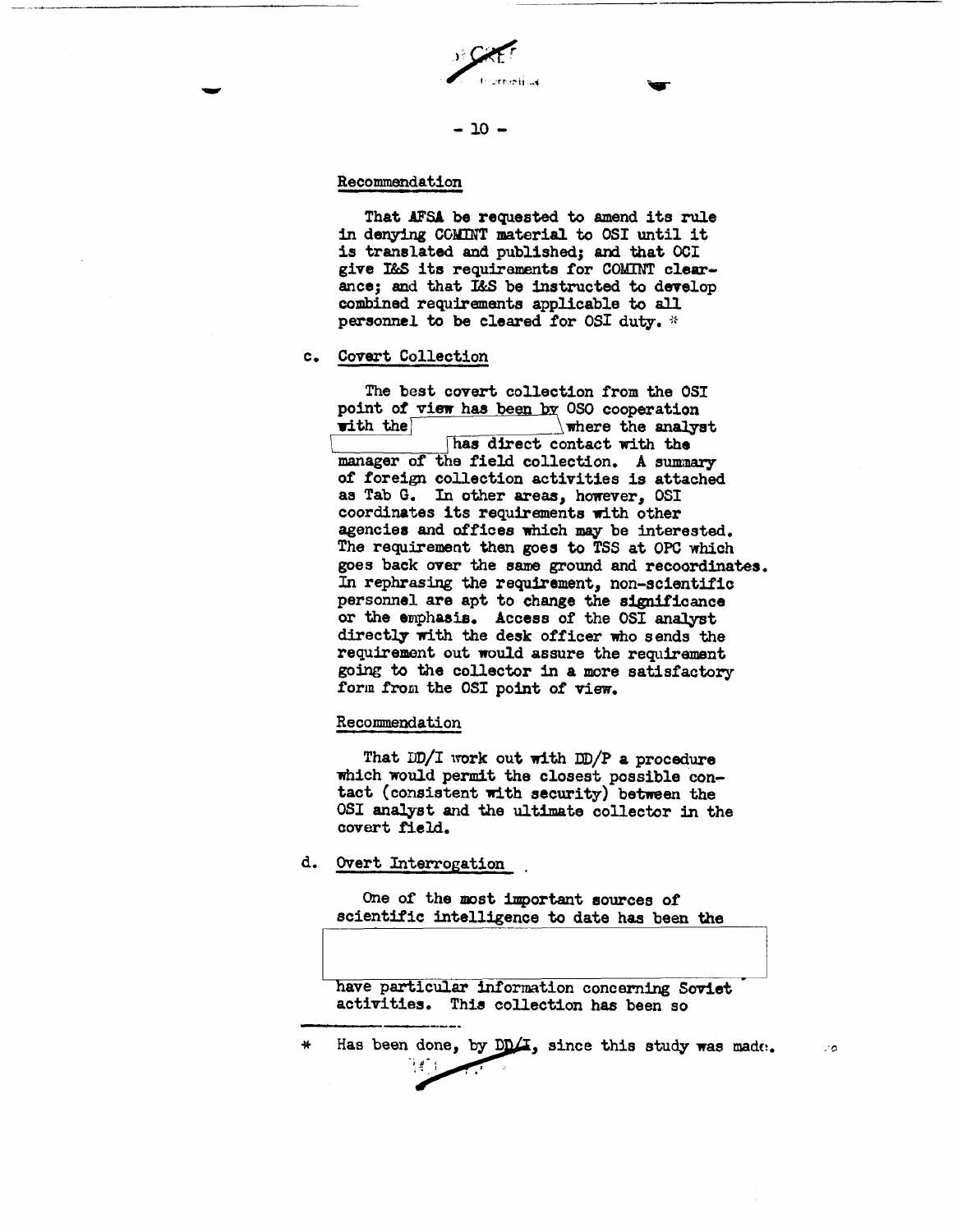Recommendation

That AFSA be requested to amend its rule in denying COMINT material to OSI until it is translated and published; and that OCI give I&S its requirements for COMINT clearance; and that I&S be instructed to develop combined requirements applicable to all personnel to be cleared for OSI duty. *

c. Covert Collection

The best covert collection from the OSI point of view has been by OSO cooperation with the [redacted] where the analyst [redacted] has direct contact with the manager of the field collection. A summary of foreign collection activities is attached as Tab G. In other areas, however, OSI coordinates its requirements with other agencies and offices which may be interested. The requirement then goes to TSS at OPC which goes back over the same ground and recoordinates. In rephrasing the requirement, non-scientific personnel are apt to change the significance or the emphasis. Access of the OSI analyst directly with the desk officer who sends the requirement out would assure the requirement going to the collector in a more satisfactory form from the OSI point of view.

Recommendation

That DD/I work out with DD/P a procedure which would permit the closest possible contact (consistent with security) between the OSI analyst and the ultimate collector in the covert field.

d. Overt Interrogation

One of the most important sources of scientific intelligence to date has been the [redacted] have particular information concerning Soviet activities. This collection has been so

---

\* Has been done, by DD/I, since this study was made.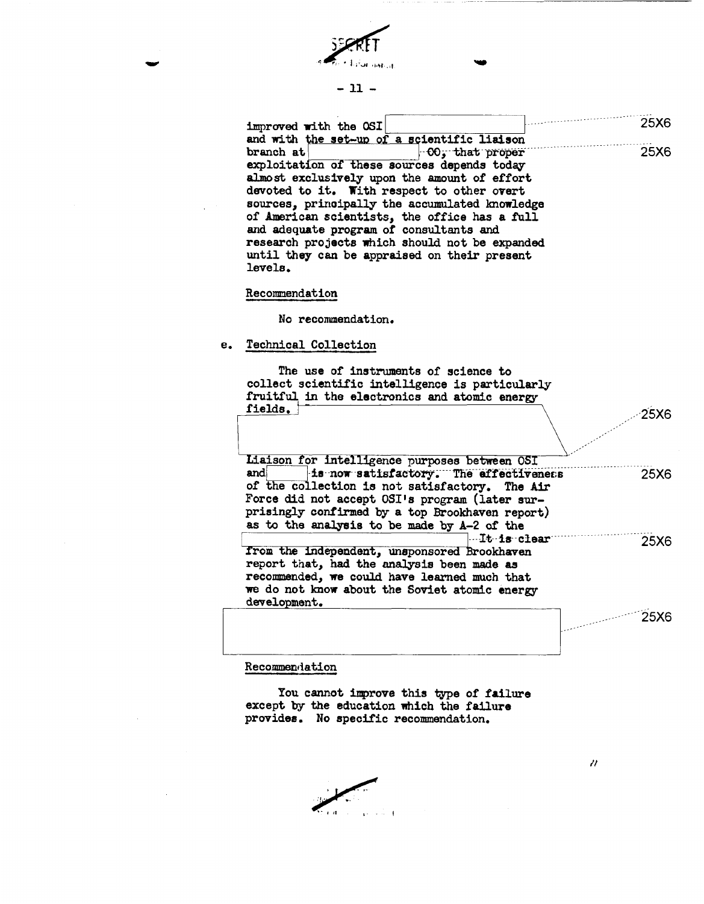improved with the OSI [redacted] 25X6
and with the set-up of a scientific liaison
branch at [redacted] OO, that proper 25X6
exploitation of these sources depends today
almost exclusively upon the amount of effort
devoted to it. With respect to other overt
sources, principally the accumulated knowledge
of American scientists, the office has a full
and adequate program of consultants and
research projects which should not be expanded
until they can be appraised on their present
levels.

Recommendation

No recommendation.

e. Technical Collection

The use of instruments of science to
collect scientific intelligence is particularly
fruitful in the electronics and atomic energy
fields. [redacted] 25X6

Liaison for intelligence purposes between OSI
and [redacted] is now satisfactory. The effectiveness 25X6
of the collection is not satisfactory. The Air
Force did not accept OSI's program (later sur-
prisingly confirmed by a top Brookhaven report)
as to the analysis to be made by A-2 of the
[redacted] It is clear 25X6
from the independent, unsponsored Brookhaven
report that, had the analysis been made as
recommended, we could have learned much that
we do not know about the Soviet atomic energy
development.

[redacted] 25X6

Recommendation

You cannot improve this type of failure
except by the education which the failure
provides. No specific recommendation.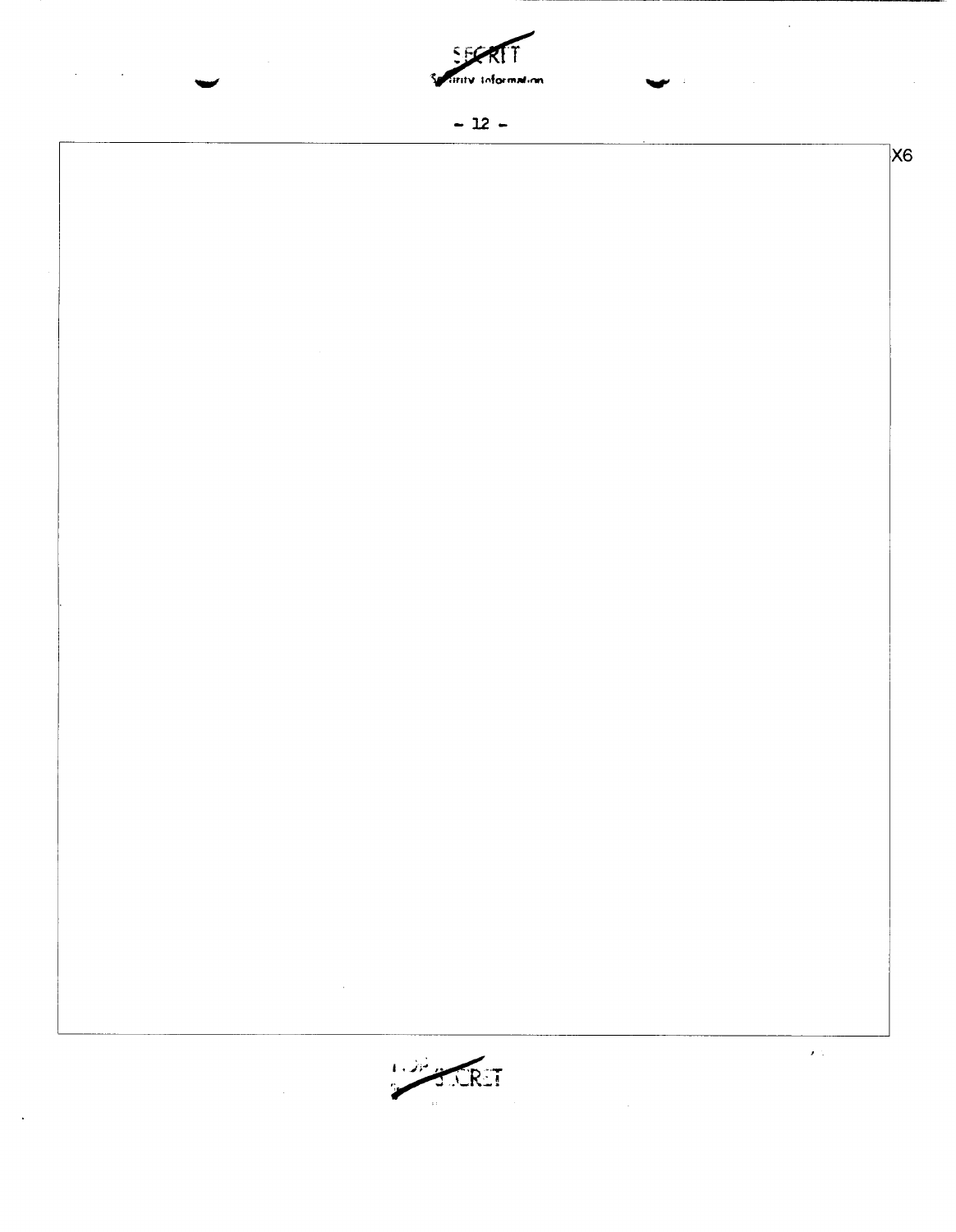X6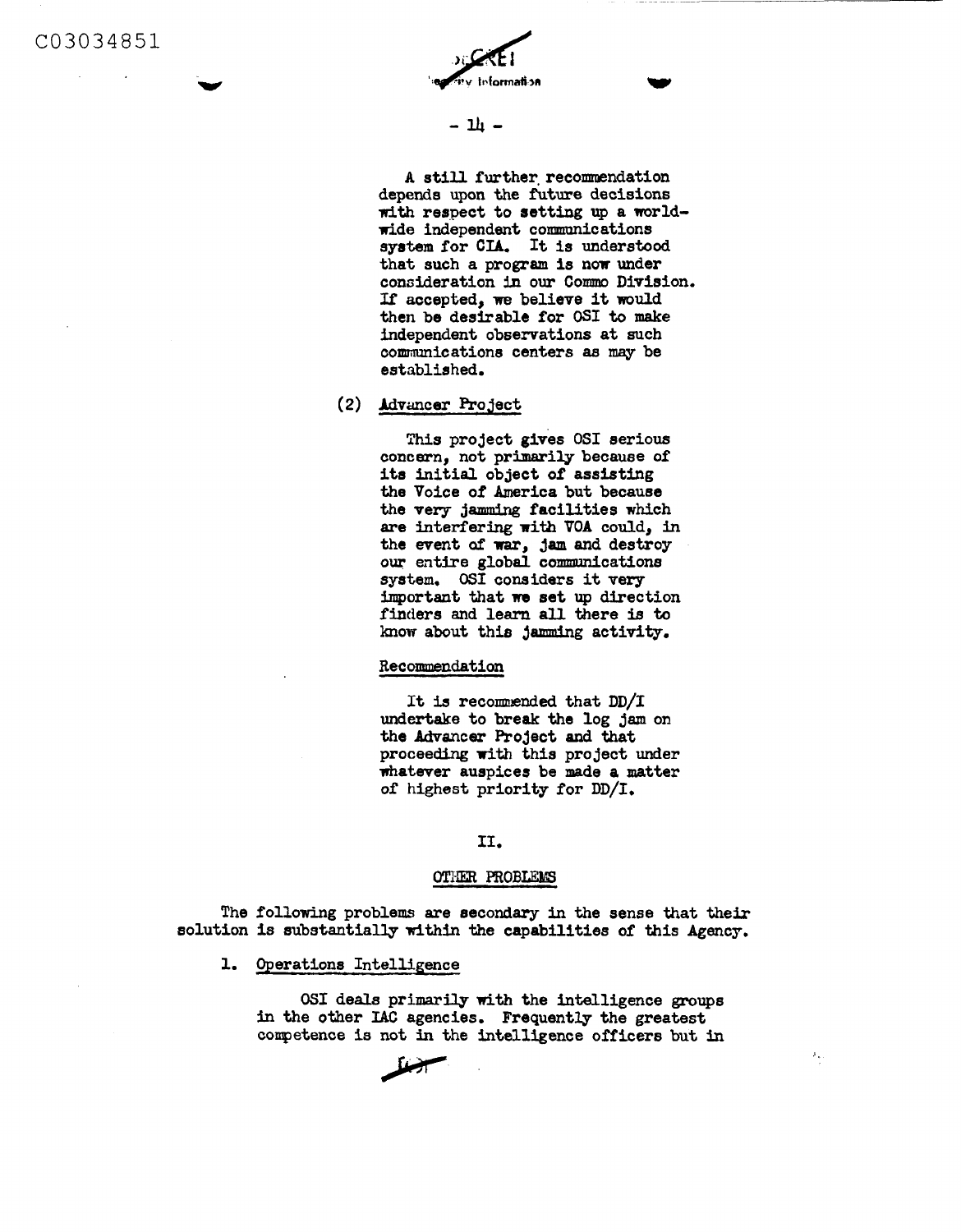A still further recommendation depends upon the future decisions with respect to setting up a world-wide independent communications system for CIA. It is understood that such a program is now under consideration in our Commo Division. If accepted, we believe it would then be desirable for OSI to make independent observations at such communications centers as may be established.

(2) Advancer Project

This project gives OSI serious concern, not primarily because of its initial object of assisting the Voice of America but because the very jamming facilities which are interfering with VOA could, in the event of war, jam and destroy our entire global communications system. OSI considers it very important that we set up direction finders and learn all there is to know about this jamming activity.

Recommendation

It is recommended that DD/I undertake to break the log jam on the Advancer Project and that proceeding with this project under whatever auspices be made a matter of highest priority for DD/I.

II.

OTHER PROBLEMS

The following problems are secondary in the sense that their solution is substantially within the capabilities of this Agency.

1. Operations Intelligence

OSI deals primarily with the intelligence groups in the other IAC agencies. Frequently the greatest competence is not in the intelligence officers but in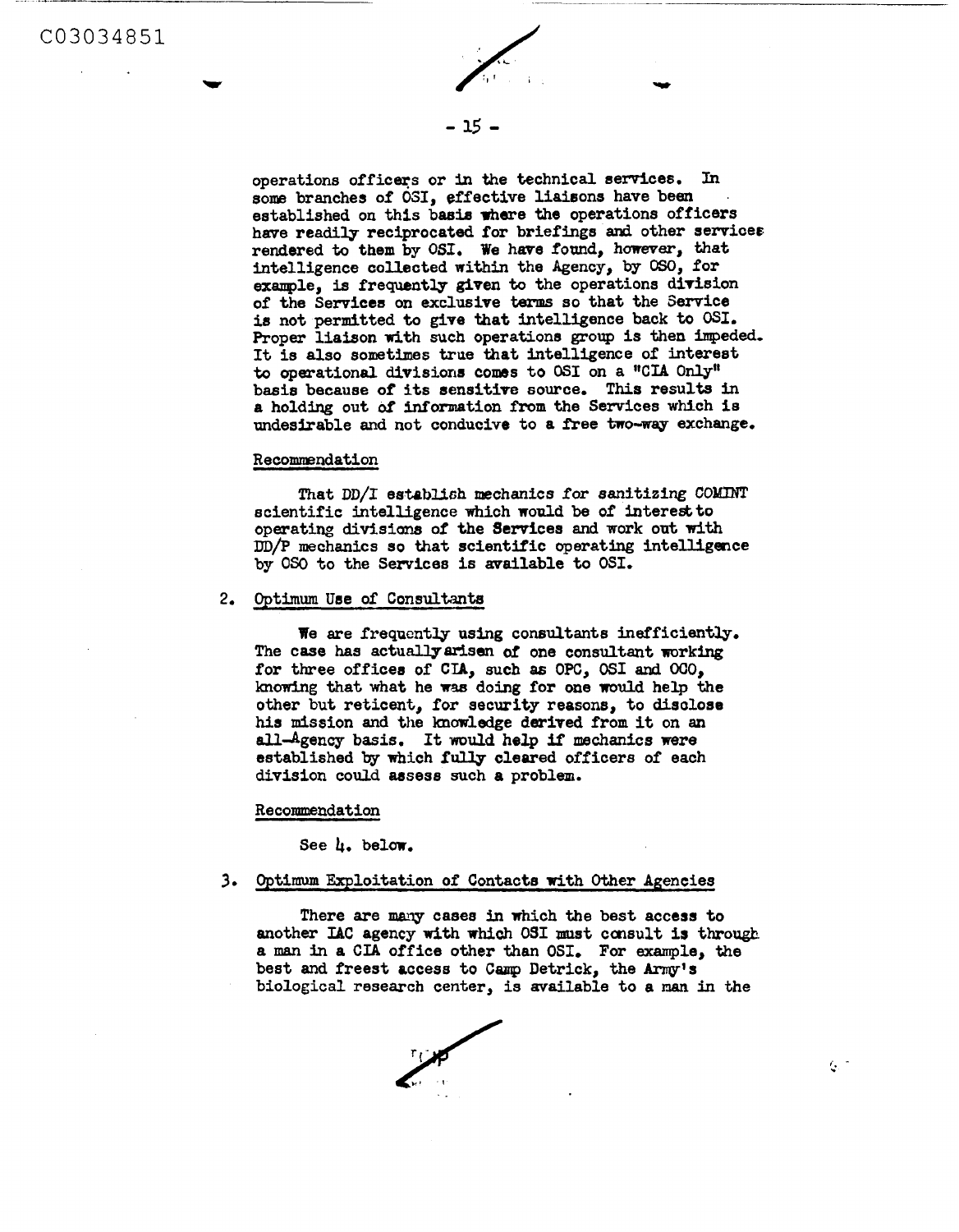operations officers or in the technical services. In some branches of OSI, effective liaisons have been established on this basis where the operations officers have readily reciprocated for briefings and other services rendered to them by OSI. We have found, however, that intelligence collected within the Agency, by OSO, for example, is frequently given to the operations division of the Services on exclusive terms so that the Service is not permitted to give that intelligence back to OSI. Proper liaison with such operations group is then impeded. It is also sometimes true that intelligence of interest to operational divisions comes to OSI on a "CIA Only" basis because of its sensitive source. This results in a holding out of information from the Services which is undesirable and not conducive to a free two-way exchange.

Recommendation

That DD/I establish mechanics for sanitizing COMINT scientific intelligence which would be of interest to operating divisions of the Services and work out with DD/P mechanics so that scientific operating intelligence by OSO to the Services is available to OSI.

2. Optimum Use of Consultants

We are frequently using consultants inefficiently. The case has actually arisen of one consultant working for three offices of CIA, such as OPC, OSI and OCO, knowing that what he was doing for one would help the other but reticent, for security reasons, to disclose his mission and the knowledge derived from it on an all-Agency basis. It would help if mechanics were established by which fully cleared officers of each division could assess such a problem.

Recommendation

See 4. below.

3. Optimum Exploitation of Contacts with Other Agencies

There are many cases in which the best access to another IAC agency with which OSI must consult is through a man in a CIA office other than OSI. For example, the best and freest access to Camp Detrick, the Army's biological research center, is available to a man in the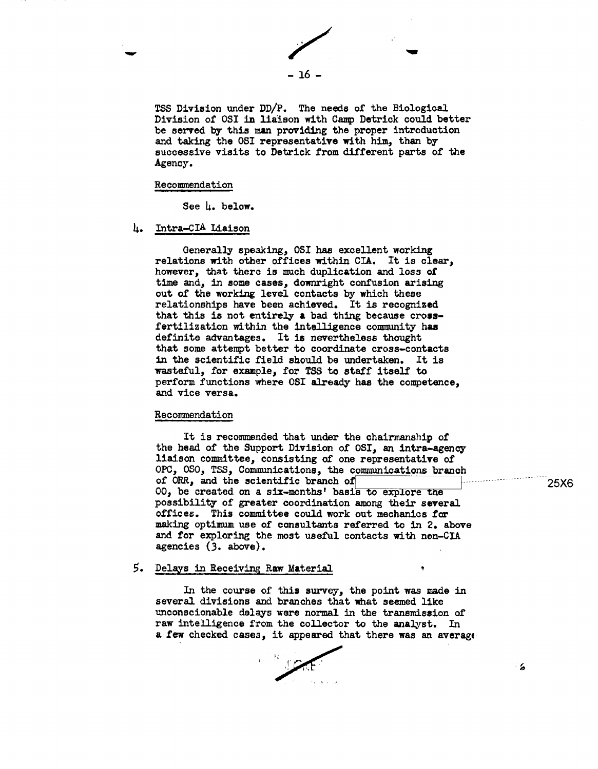TSS Division under DD/P. The needs of the Biological Division of OSI in liaison with Camp Detrick could better be served by this man providing the proper introduction and taking the OSI representative with him, than by successive visits to Detrick from different parts of the Agency.

Recommendation

See 4. below.

4. Intra-CIA Liaison

Generally speaking, OSI has excellent working relations with other offices within CIA. It is clear, however, that there is much duplication and loss of time and, in some cases, downright confusion arising out of the working level contacts by which these relationships have been achieved. It is recognized that this is not entirely a bad thing because cross-fertilization within the intelligence community has definite advantages. It is nevertheless thought that some attempt better to coordinate cross-contacts in the scientific field should be undertaken. It is wasteful, for example, for TSS to staff itself to perform functions where OSI already has the competence, and vice versa.

Recommendation

It is recommended that under the chairmanship of the head of the Support Division of OSI, an intra-agency liaison committee, consisting of one representative of OPC, OSO, TSS, Communications, the communications branch of ORR, and the scientific branch of [25X6] OO, be created on a six-months' basis to explore the possibility of greater coordination among their several offices. This committee could work out mechanics for making optimum use of consultants referred to in 2. above and for exploring the most useful contacts with non-CIA agencies (3. above).

5. Delays in Receiving Raw Material

In the course of this survey, the point was made in several divisions and branches that what seemed like unconscionable delays were normal in the transmission of raw intelligence from the collector to the analyst. In a few checked cases, it appeared that there was an average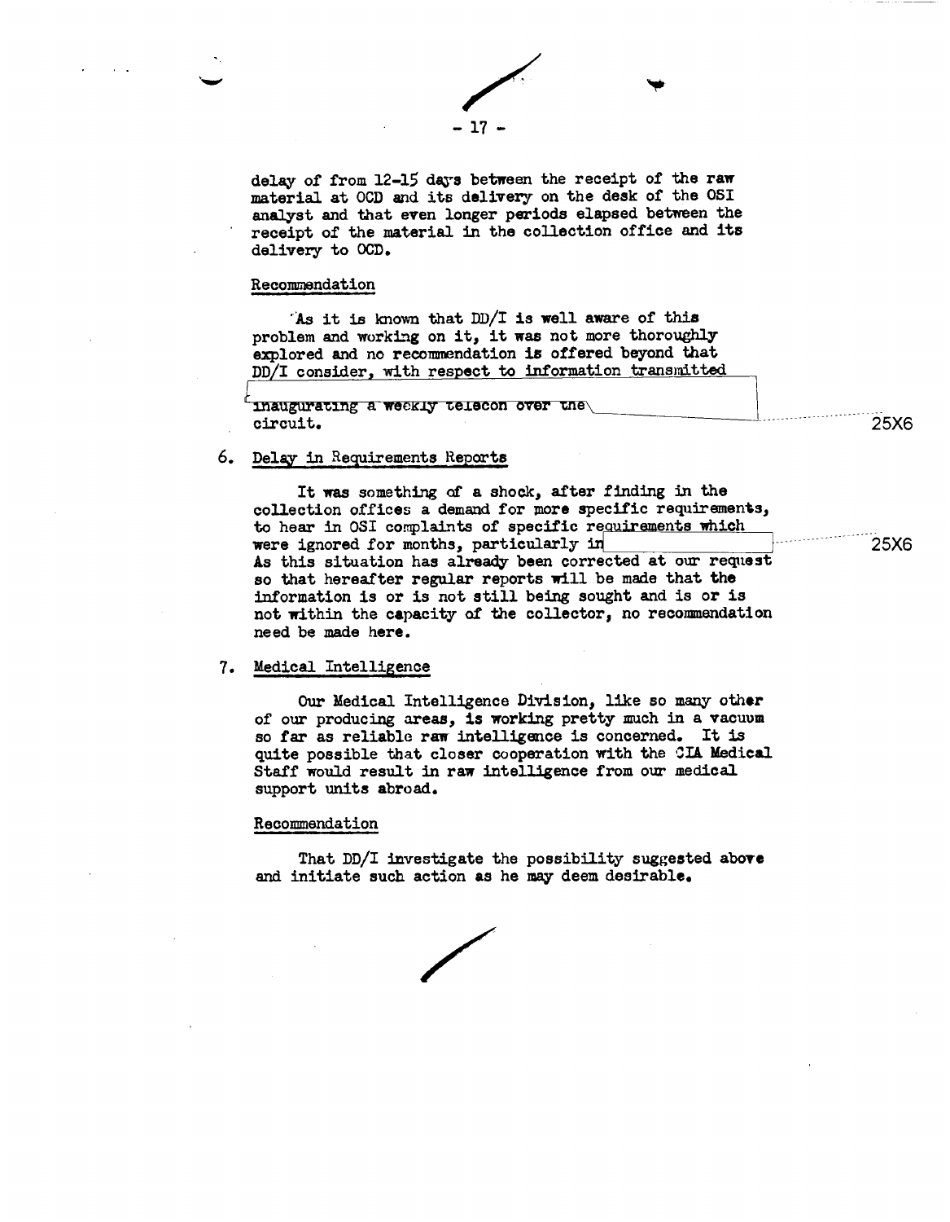delay of from 12-15 days between the receipt of the raw material at OCD and its delivery on the desk of the OSI analyst and that even longer periods elapsed between the receipt of the material in the collection office and its delivery to OCD.

Recommendation

As it is known that DD/I is well aware of this problem and working on it, it was not more thoroughly explored and no recommendation is offered beyond that DD/I consider, with respect to information transmitted [ ] inaugurating a weekly telecon over the [ ] circuit.

25X6

6. Delay in Requirements Reports

It was something of a shock, after finding in the collection offices a demand for more specific requirements, to hear in OSI complaints of specific requirements which were ignored for months, particularly in [ ] As this situation has already been corrected at our request so that hereafter regular reports will be made that the information is or is not still being sought and is or is not within the capacity of the collector, no recommendation need be made here.

25X6

7. Medical Intelligence

Our Medical Intelligence Division, like so many other of our producing areas, is working pretty much in a vacuum so far as reliable raw intelligence is concerned. It is quite possible that closer cooperation with the CIA Medical Staff would result in raw intelligence from our medical support units abroad.

Recommendation

That DD/I investigate the possibility suggested above and initiate such action as he may deem desirable.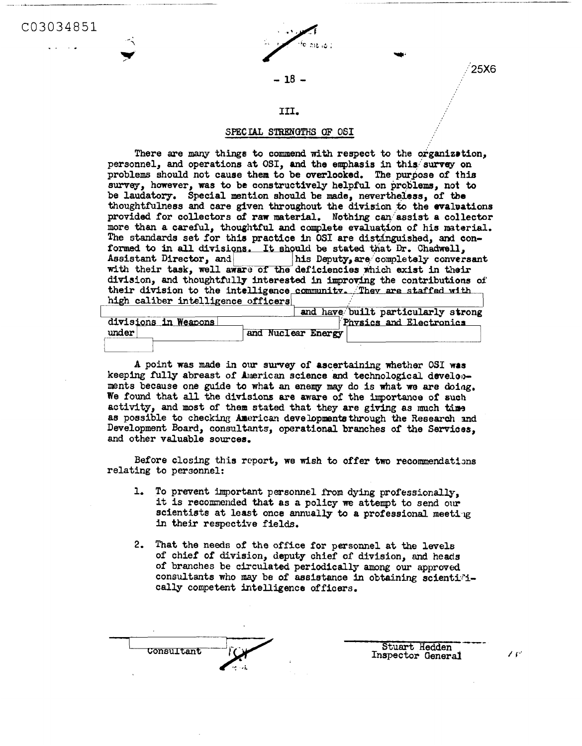### III.

### SPECIAL STRENGTHS OF OSI

There are many things to commend with respect to the organization, personnel, and operations at OSI, and the emphasis in this survey on problems should not cause them to be overlooked. The purpose of this survey, however, was to be constructively helpful on problems, not to be laudatory. Special mention should be made, nevertheless, of the thoughtfulness and care given throughout the division to the evaluations provided for collectors of raw material. Nothing can assist a collector more than a careful, thoughtful and complete evaluation of his material. The standards set for this practice in OSI are distinguished, and conformed to in all divisions. It should be stated that Dr. Chadwell, Assistant Director, and [ ] his Deputy, are completely conversant with their task, well aware of the deficiencies which exist in their division, and thoughtfully interested in improving the contributions of their division to the intelligence community. They are staffed with high caliber intelligence officers [ ] and have built particularly strong divisions in Weapons [ ] Physics and Electronics under [ ] and Nuclear Energy [ ]

A point was made in our survey of ascertaining whether OSI was keeping fully abreast of American science and technological developments because one guide to what an enemy may do is what we are doing. We found that all the divisions are aware of the importance of such activity, and most of them stated that they are giving as much time as possible to checking American developments through the Research and Development Board, consultants, operational branches of the Services, and other valuable sources.

Before closing this report, we wish to offer two recommendations relating to personnel:

1. To prevent important personnel from dying professionally, it is recommended that as a policy we attempt to send our scientists at least once annually to a professional meeting in their respective fields.

2. That the needs of the office for personnel at the levels of chief of division, deputy chief of division, and heads of branches be circulated periodically among our approved consultants who may be of assistance in obtaining scientifically competent intelligence officers.

Consultant

Stuart Hedden
Inspector General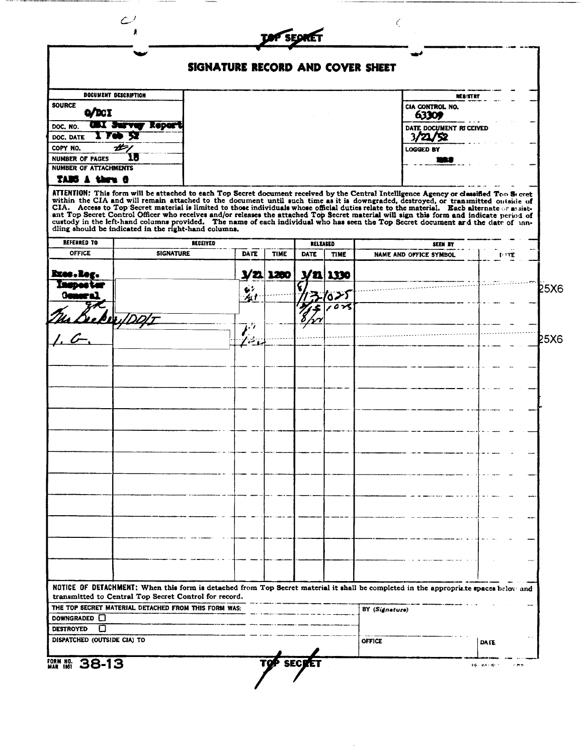TOP SECRET

# SIGNATURE RECORD AND COVER SHEET

| DOCUMENT DESCRIPTION | | REGISTRY |
|---|---|---|
| SOURCE O/DCI | | CIA CONTROL NO. 63309 |
| DOC. NO. CMI Survey Report | | DATE DOCUMENT RECEIVED 3/21/52 |
| DOC. DATE 1 Feb 52 | | LOGGED BY |
| COPY NO. #1 | | |
| NUMBER OF PAGES 18 | | |
| NUMBER OF ATTACHMENTS TABS A thru G | | |

**ATTENTION:** This form will be attached to each Top Secret document received by the Central Intelligence Agency or classified Top Secret within the CIA and will remain attached to the document until such time as it is downgraded, destroyed, or transmitted outside of CIA. Access to Top Secret material is limited to those individuals whose official duties relate to the material. Each alternate or assistant Top Secret Control Officer who receives and/or releases the attached Top Secret material will sign this form and indicate period of custody in the left-hand columns provided. The name of each individual who has seen the Top Secret document and the date of handling should be indicated in the right-hand columns.

| REFERRED TO OFFICE | RECEIVED SIGNATURE | DATE | TIME | RELEASED DATE | TIME | SEEN BY NAME AND OFFICE SYMBOL | DATE |
|---|---|---|---|---|---|---|---|
| Exec. Reg. | | 3/21 | 1200 | 3/21 | 1330 | | |
| Inspector General | | 6/21 | | 6/13 | 1025 | | |
| Mr Becker, DD/I | | | | 8/5 | 1025 | | |
| | | | | 8/21 | | | |
| I. G. | | | | | | | |

25X6

25X6

**NOTICE OF DETACHMENT:** When this form is detached from Top Secret material it shall be completed in the appropriate spaces below and transmitted to Central Top Secret Control for record.

| THE TOP SECRET MATERIAL DETACHED FROM THIS FORM WAS: | BY (*Signature*) | |
|---|---|---|
| DOWNGRADED ☐ | | |
| DESTROYED ☐ | | |
| DISPATCHED (OUTSIDE CIA) TO | OFFICE | DATE |

FORM NO. 38-13 MAR 1951

TOP SECRET